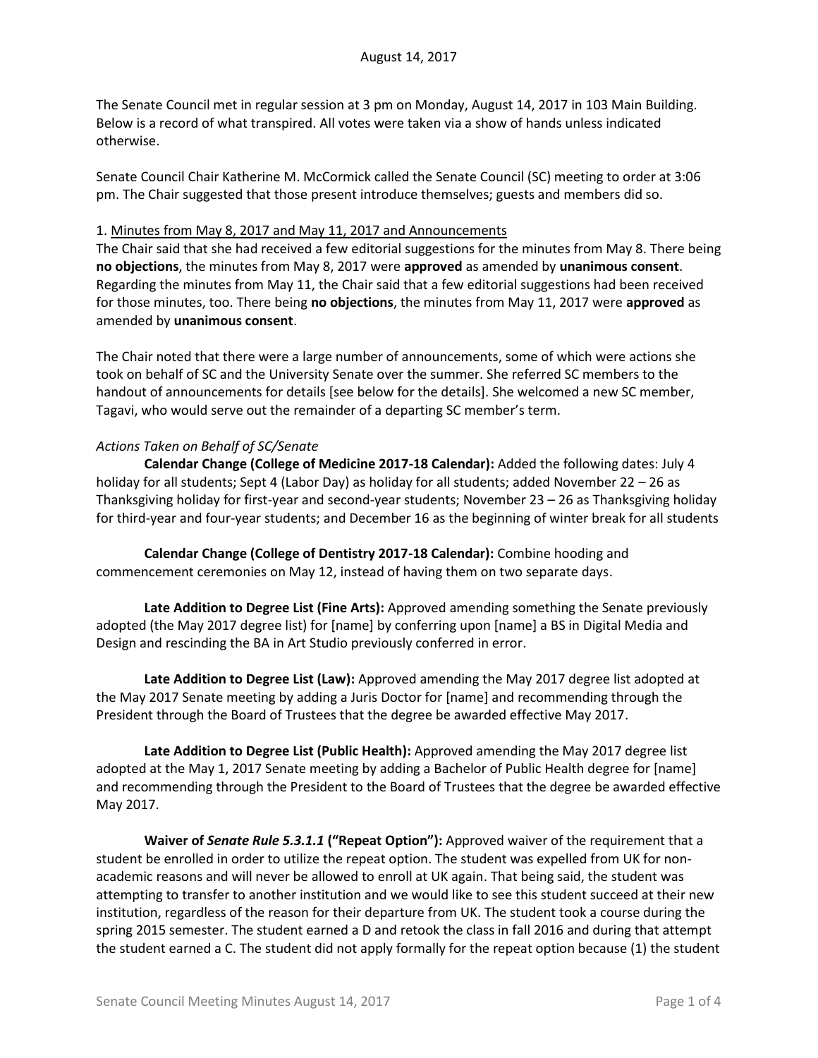August 14, 2017

The Senate Council met in regular session at 3 pm on Monday, August 14, 2017 in 103 Main Building. Below is a record of what transpired. All votes were taken via a show of hands unless indicated otherwise.

Senate Council Chair Katherine M. McCormick called the Senate Council (SC) meeting to order at 3:06 pm. The Chair suggested that those present introduce themselves; guests and members did so.

1. Minutes from May 8, 2017 and May 11, 2017 and Announcements

The Chair said that she had received a few editorial suggestions for the minutes from May 8. There being **no objections**, the minutes from May 8, 2017 were **approved** as amended by **unanimous consent**. Regarding the minutes from May 11, the Chair said that a few editorial suggestions had been received for those minutes, too. There being **no objections**, the minutes from May 11, 2017 were **approved** as amended by **unanimous consent**.

The Chair noted that there were a large number of announcements, some of which were actions she took on behalf of SC and the University Senate over the summer. She referred SC members to the handout of announcements for details [see below for the details]. She welcomed a new SC member, Tagavi, who would serve out the remainder of a departing SC member's term.

*Actions Taken on Behalf of SC/Senate*

**Calendar Change (College of Medicine 2017-18 Calendar):** Added the following dates: July 4 holiday for all students; Sept 4 (Labor Day) as holiday for all students; added November 22 – 26 as Thanksgiving holiday for first-year and second-year students; November 23 – 26 as Thanksgiving holiday for third-year and four-year students; and December 16 as the beginning of winter break for all students

**Calendar Change (College of Dentistry 2017-18 Calendar):** Combine hooding and commencement ceremonies on May 12, instead of having them on two separate days.

**Late Addition to Degree List (Fine Arts):** Approved amending something the Senate previously adopted (the May 2017 degree list) for [name] by conferring upon [name] a BS in Digital Media and Design and rescinding the BA in Art Studio previously conferred in error.

**Late Addition to Degree List (Law):** Approved amending the May 2017 degree list adopted at the May 2017 Senate meeting by adding a Juris Doctor for [name] and recommending through the President through the Board of Trustees that the degree be awarded effective May 2017.

**Late Addition to Degree List (Public Health):** Approved amending the May 2017 degree list adopted at the May 1, 2017 Senate meeting by adding a Bachelor of Public Health degree for [name] and recommending through the President to the Board of Trustees that the degree be awarded effective May 2017.

**Waiver of *Senate Rule 5.3.1.1* ("Repeat Option"):** Approved waiver of the requirement that a student be enrolled in order to utilize the repeat option. The student was expelled from UK for non-academic reasons and will never be allowed to enroll at UK again. That being said, the student was attempting to transfer to another institution and we would like to see this student succeed at their new institution, regardless of the reason for their departure from UK. The student took a course during the spring 2015 semester. The student earned a D and retook the class in fall 2016 and during that attempt the student earned a C. The student did not apply formally for the repeat option because (1) the student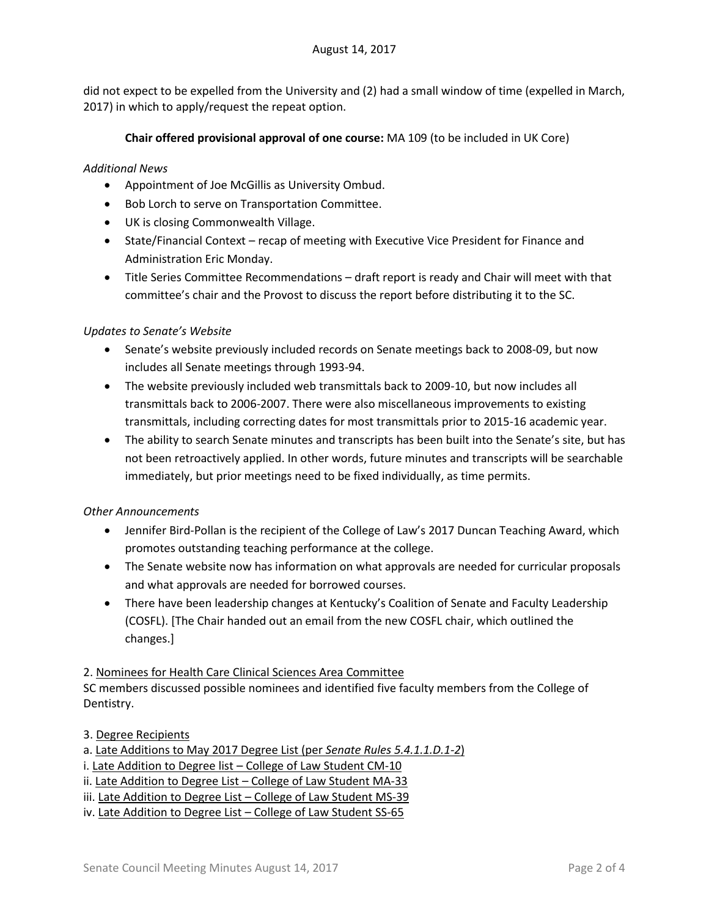did not expect to be expelled from the University and (2) had a small window of time (expelled in March, 2017) in which to apply/request the repeat option.

**Chair offered provisional approval of one course:** MA 109 (to be included in UK Core)

*Additional News*

- Appointment of Joe McGillis as University Ombud.
- Bob Lorch to serve on Transportation Committee.
- UK is closing Commonwealth Village.
- State/Financial Context – recap of meeting with Executive Vice President for Finance and Administration Eric Monday.
- Title Series Committee Recommendations – draft report is ready and Chair will meet with that committee's chair and the Provost to discuss the report before distributing it to the SC.

*Updates to Senate's Website*

- Senate's website previously included records on Senate meetings back to 2008-09, but now includes all Senate meetings through 1993-94.
- The website previously included web transmittals back to 2009-10, but now includes all transmittals back to 2006-2007. There were also miscellaneous improvements to existing transmittals, including correcting dates for most transmittals prior to 2015-16 academic year.
- The ability to search Senate minutes and transcripts has been built into the Senate's site, but has not been retroactively applied. In other words, future minutes and transcripts will be searchable immediately, but prior meetings need to be fixed individually, as time permits.

*Other Announcements*

- Jennifer Bird-Pollan is the recipient of the College of Law's 2017 Duncan Teaching Award, which promotes outstanding teaching performance at the college.
- The Senate website now has information on what approvals are needed for curricular proposals and what approvals are needed for borrowed courses.
- There have been leadership changes at Kentucky's Coalition of Senate and Faculty Leadership (COSFL). [The Chair handed out an email from the new COSFL chair, which outlined the changes.]

2. <u>Nominees for Health Care Clinical Sciences Area Committee</u>
SC members discussed possible nominees and identified five faculty members from the College of Dentistry.

3. <u>Degree Recipients</u>
a. <u>Late Additions to May 2017 Degree List (per *Senate Rules 5.4.1.1.D.1-2*)</u>
i. <u>Late Addition to Degree list – College of Law Student CM-10</u>
ii. <u>Late Addition to Degree List – College of Law Student MA-33</u>
iii. <u>Late Addition to Degree List – College of Law Student MS-39</u>
iv. <u>Late Addition to Degree List – College of Law Student SS-65</u>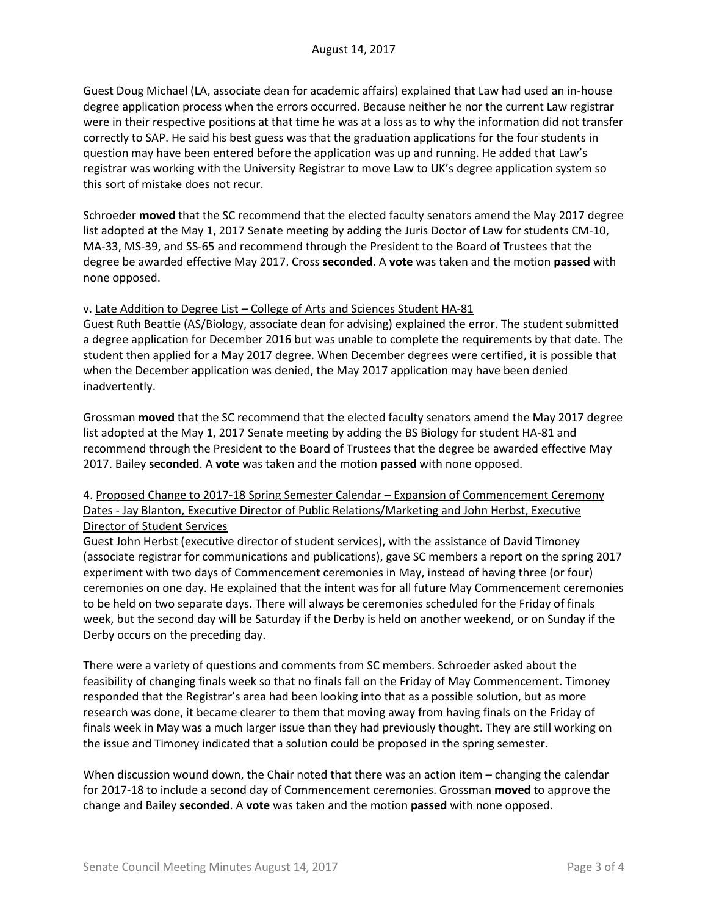Guest Doug Michael (LA, associate dean for academic affairs) explained that Law had used an in-house degree application process when the errors occurred. Because neither he nor the current Law registrar were in their respective positions at that time he was at a loss as to why the information did not transfer correctly to SAP. He said his best guess was that the graduation applications for the four students in question may have been entered before the application was up and running. He added that Law's registrar was working with the University Registrar to move Law to UK's degree application system so this sort of mistake does not recur.

Schroeder **moved** that the SC recommend that the elected faculty senators amend the May 2017 degree list adopted at the May 1, 2017 Senate meeting by adding the Juris Doctor of Law for students CM-10, MA-33, MS-39, and SS-65 and recommend through the President to the Board of Trustees that the degree be awarded effective May 2017. Cross **seconded**. A **vote** was taken and the motion **passed** with none opposed.

v. Late Addition to Degree List – College of Arts and Sciences Student HA-81

Guest Ruth Beattie (AS/Biology, associate dean for advising) explained the error. The student submitted a degree application for December 2016 but was unable to complete the requirements by that date. The student then applied for a May 2017 degree. When December degrees were certified, it is possible that when the December application was denied, the May 2017 application may have been denied inadvertently.

Grossman **moved** that the SC recommend that the elected faculty senators amend the May 2017 degree list adopted at the May 1, 2017 Senate meeting by adding the BS Biology for student HA-81 and recommend through the President to the Board of Trustees that the degree be awarded effective May 2017. Bailey **seconded**. A **vote** was taken and the motion **passed** with none opposed.

4. Proposed Change to 2017-18 Spring Semester Calendar – Expansion of Commencement Ceremony Dates - Jay Blanton, Executive Director of Public Relations/Marketing and John Herbst, Executive Director of Student Services

Guest John Herbst (executive director of student services), with the assistance of David Timoney (associate registrar for communications and publications), gave SC members a report on the spring 2017 experiment with two days of Commencement ceremonies in May, instead of having three (or four) ceremonies on one day. He explained that the intent was for all future May Commencement ceremonies to be held on two separate days. There will always be ceremonies scheduled for the Friday of finals week, but the second day will be Saturday if the Derby is held on another weekend, or on Sunday if the Derby occurs on the preceding day.

There were a variety of questions and comments from SC members. Schroeder asked about the feasibility of changing finals week so that no finals fall on the Friday of May Commencement. Timoney responded that the Registrar's area had been looking into that as a possible solution, but as more research was done, it became clearer to them that moving away from having finals on the Friday of finals week in May was a much larger issue than they had previously thought. They are still working on the issue and Timoney indicated that a solution could be proposed in the spring semester.

When discussion wound down, the Chair noted that there was an action item – changing the calendar for 2017-18 to include a second day of Commencement ceremonies. Grossman **moved** to approve the change and Bailey **seconded**. A **vote** was taken and the motion **passed** with none opposed.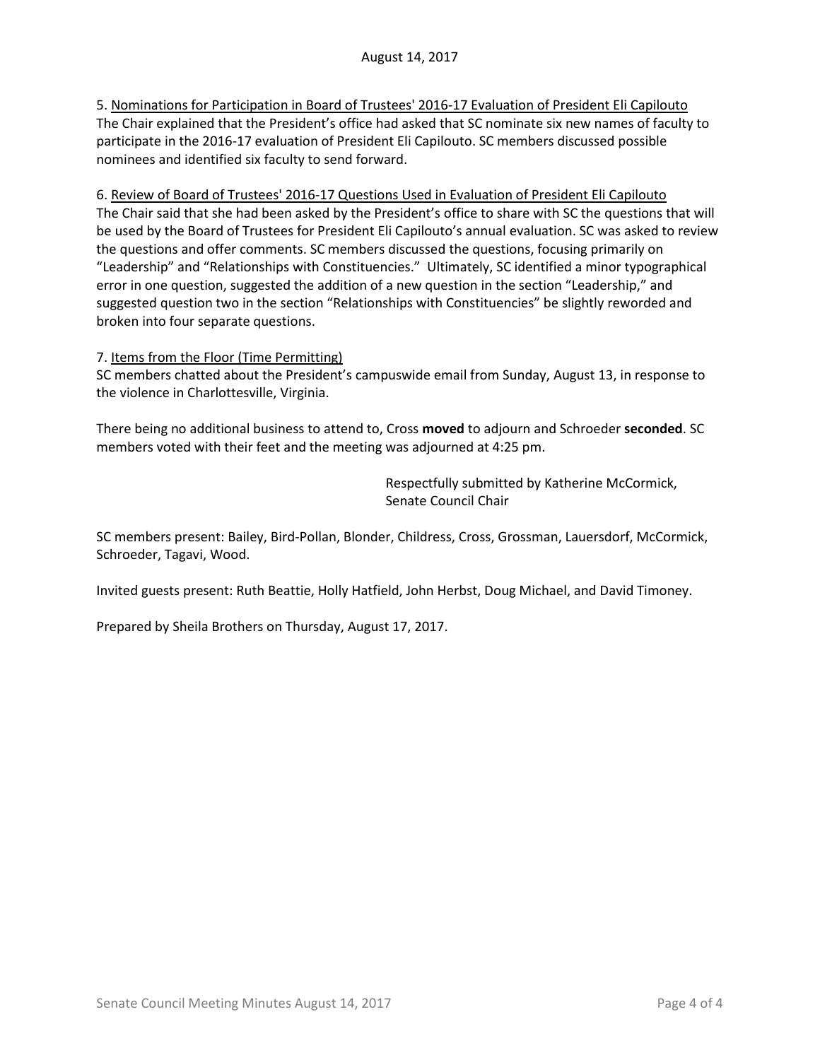5. Nominations for Participation in Board of Trustees' 2016-17 Evaluation of President Eli Capilouto
The Chair explained that the President's office had asked that SC nominate six new names of faculty to participate in the 2016-17 evaluation of President Eli Capilouto. SC members discussed possible nominees and identified six faculty to send forward.

6. Review of Board of Trustees' 2016-17 Questions Used in Evaluation of President Eli Capilouto
The Chair said that she had been asked by the President's office to share with SC the questions that will be used by the Board of Trustees for President Eli Capilouto's annual evaluation. SC was asked to review the questions and offer comments. SC members discussed the questions, focusing primarily on "Leadership" and "Relationships with Constituencies." Ultimately, SC identified a minor typographical error in one question, suggested the addition of a new question in the section "Leadership," and suggested question two in the section "Relationships with Constituencies" be slightly reworded and broken into four separate questions.

7. Items from the Floor (Time Permitting)
SC members chatted about the President's campuswide email from Sunday, August 13, in response to the violence in Charlottesville, Virginia.

There being no additional business to attend to, Cross **moved** to adjourn and Schroeder **seconded**. SC members voted with their feet and the meeting was adjourned at 4:25 pm.

Respectfully submitted by Katherine McCormick,
Senate Council Chair

SC members present: Bailey, Bird-Pollan, Blonder, Childress, Cross, Grossman, Lauersdorf, McCormick, Schroeder, Tagavi, Wood.

Invited guests present: Ruth Beattie, Holly Hatfield, John Herbst, Doug Michael, and David Timoney.

Prepared by Sheila Brothers on Thursday, August 17, 2017.